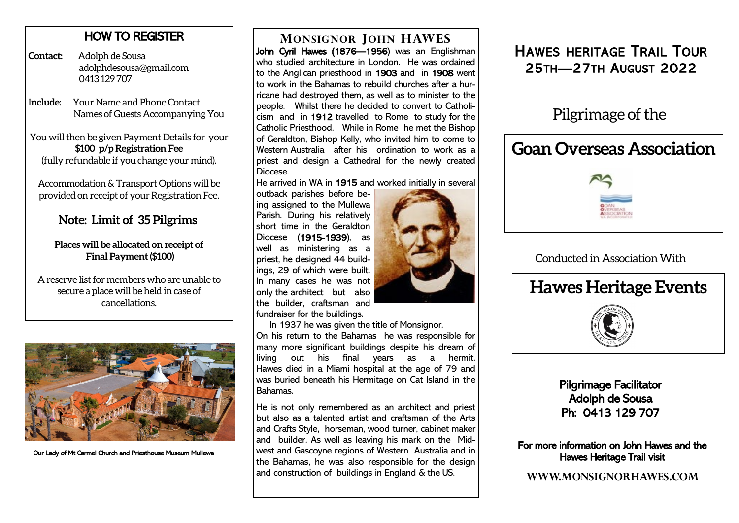## HOW TO REGISTER

**Contact:** Adolph de Sousa
adolphdesousa@gmail.com
0413 129 707

**Include:** Your Name and Phone Contact
Names of Guests Accompanying You

You will then be given Payment Details for your **$100 p/p Registration Fee** (fully refundable if you change your mind).

Accommodation & Transport Options will be provided on receipt of your Registration Fee.

### Note: Limit of 35 Pilgrims

**Places will be allocated on receipt of Final Payment ($100)**

A reserve list for members who are unable to secure a place will be held in case of cancellations.

Our Lady of Mt Carmel Church and Priesthouse Museum Mullewa

## MONSIGNOR JOHN HAWES

**John Cyril Hawes (1876—1956)** was an Englishman who studied architecture in London. He was ordained to the Anglican priesthood in **1903** and in **1908** went to work in the Bahamas to rebuild churches after a hurricane had destroyed them, as well as to minister to the people. Whilst there he decided to convert to Catholicism and in **1912** travelled to Rome to study for the Catholic Priesthood. While in Rome he met the Bishop of Geraldton, Bishop Kelly, who invited him to come to Western Australia after his ordination to work as a priest and design a Cathedral for the newly created Diocese.

He arrived in WA in **1915** and worked initially in several outback parishes before being assigned to the Mullewa Parish. During his relatively short time in the Geraldton Diocese (**1915-1939**), as well as ministering as a priest, he designed 44 buildings, 29 of which were built. In many cases he was not only the architect but also the builder, craftsman and fundraiser for the buildings.

In 1937 he was given the title of Monsignor.

On his return to the Bahamas he was responsible for many more significant buildings despite his dream of living out his final years as a hermit. Hawes died in a Miami hospital at the age of 79 and was buried beneath his Hermitage on Cat Island in the Bahamas.

He is not only remembered as an architect and priest but also as a talented artist and craftsman of the Arts and Crafts Style, horseman, wood turner, cabinet maker and builder. As well as leaving his mark on the Midwest and Gascoyne regions of Western Australia and in the Bahamas, he was also responsible for the design and construction of buildings in England & the US.

# HAWES HERITAGE TRAIL TOUR 25TH—27TH AUGUST 2022

Pilgrimage of the

## Goan Overseas Association

GOAN OVERSEAS ASSOCIATION

Conducted in Association With

## Hawes Heritage Events

**Pilgrimage Facilitator**
**Adolph de Sousa**
**Ph: 0413 129 707**

**For more information on John Hawes and the Hawes Heritage Trail visit**

**WWW.MONSIGNORHAWES.COM**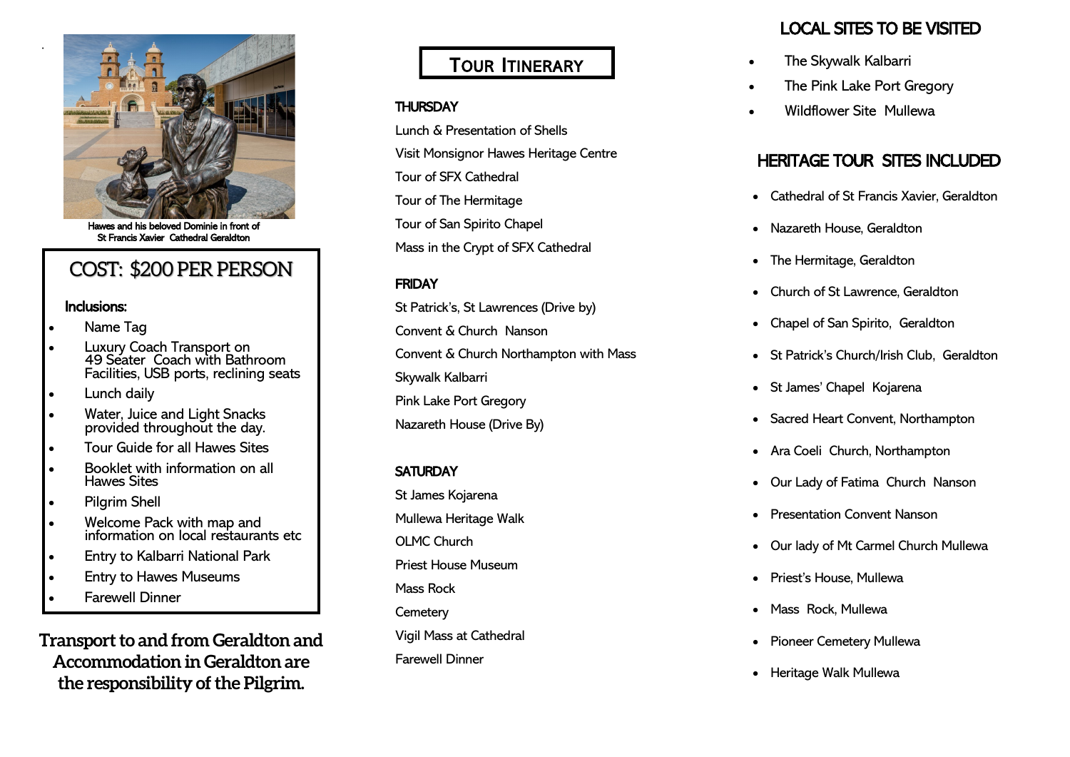Hawes and his beloved Dominie in front of St Francis Xavier Cathedral Geraldton

## COST: $200 PER PERSON

**Inclusions:**

- Name Tag
- Luxury Coach Transport on 49 Seater Coach with Bathroom Facilities, USB ports, reclining seats
- Lunch daily
- Water, Juice and Light Snacks provided throughout the day.
- Tour Guide for all Hawes Sites
- Booklet with information on all Hawes Sites
- Pilgrim Shell
- Welcome Pack with map and information on local restaurants etc
- Entry to Kalbarri National Park
- Entry to Hawes Museums
- Farewell Dinner

**Transport to and from Geraldton and Accommodation in Geraldton are the responsibility of the Pilgrim.**

## Tour Itinerary

### THURSDAY

Lunch & Presentation of Shells
Visit Monsignor Hawes Heritage Centre
Tour of SFX Cathedral
Tour of The Hermitage
Tour of San Spirito Chapel
Mass in the Crypt of SFX Cathedral

### FRIDAY

St Patrick's, St Lawrences (Drive by)
Convent & Church Nanson
Convent & Church Northampton with Mass
Skywalk Kalbarri
Pink Lake Port Gregory
Nazareth House (Drive By)

### SATURDAY

St James Kojarena
Mullewa Heritage Walk
OLMC Church
Priest House Museum
Mass Rock
Cemetery
Vigil Mass at Cathedral
Farewell Dinner

## LOCAL SITES TO BE VISITED

- The Skywalk Kalbarri
- The Pink Lake Port Gregory
- Wildflower Site Mullewa

## HERITAGE TOUR SITES INCLUDED

- Cathedral of St Francis Xavier, Geraldton
- Nazareth House, Geraldton
- The Hermitage, Geraldton
- Church of St Lawrence, Geraldton
- Chapel of San Spirito, Geraldton
- St Patrick's Church/Irish Club, Geraldton
- St James' Chapel Kojarena
- Sacred Heart Convent, Northampton
- Ara Coeli Church, Northampton
- Our Lady of Fatima Church Nanson
- Presentation Convent Nanson
- Our lady of Mt Carmel Church Mullewa
- Priest's House, Mullewa
- Mass Rock, Mullewa
- Pioneer Cemetery Mullewa
- Heritage Walk Mullewa